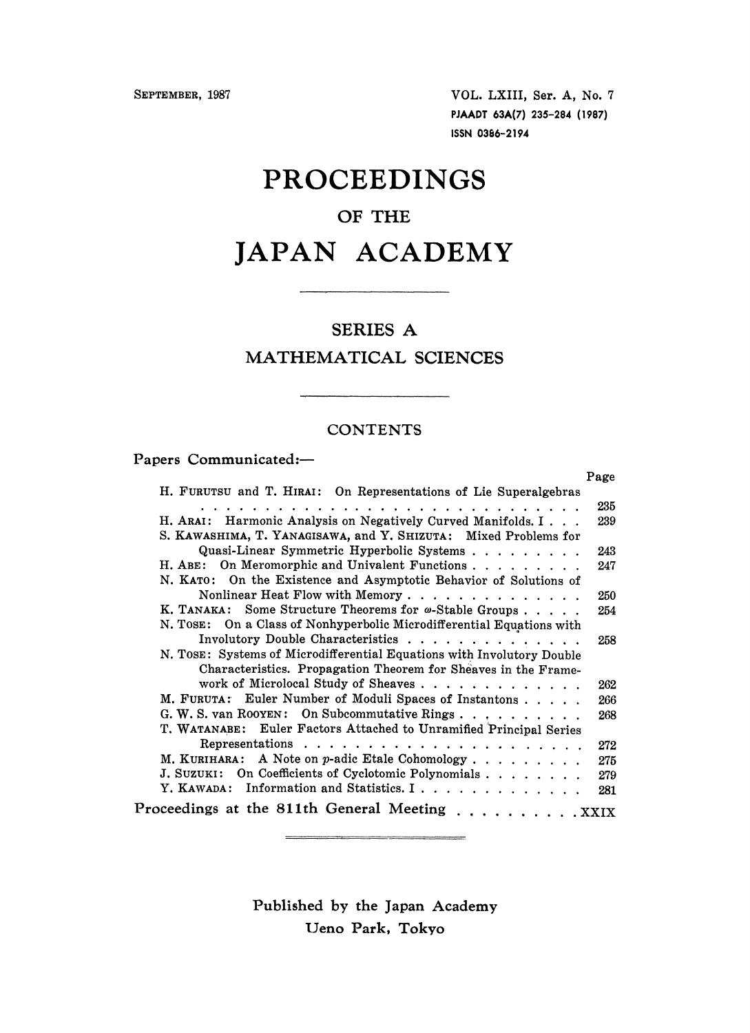SEPTEMBER, 1987

VOL. LXIII, Ser. A, No. 7
PJAADT 63A(7) 235-284 (1987)
ISSN 0386-2194

# PROCEEDINGS

## OF THE

# JAPAN ACADEMY

## SERIES A

## MATHEMATICAL SCIENCES

### CONTENTS

Papers Communicated:—

| | Page |
|---|---|
| H. FURUTSU and T. HIRAI: On Representations of Lie Superalgebras | 235 |
| H. ARAI: Harmonic Analysis on Negatively Curved Manifolds. I | 239 |
| S. KAWASHIMA, T. YANAGISAWA, and Y. SHIZUTA: Mixed Problems for Quasi-Linear Symmetric Hyperbolic Systems | 243 |
| H. ABE: On Meromorphic and Univalent Functions | 247 |
| N. KATO: On the Existence and Asymptotic Behavior of Solutions of Nonlinear Heat Flow with Memory | 250 |
| K. TANAKA: Some Structure Theorems for $\omega$-Stable Groups | 254 |
| N. TOSE: On a Class of Nonhyperbolic Microdifferential Equations with Involutory Double Characteristics | 258 |
| N. TOSE: Systems of Microdifferential Equations with Involutory Double Characteristics. Propagation Theorem for Sheaves in the Framework of Microlocal Study of Sheaves | 262 |
| M. FURUTA: Euler Number of Moduli Spaces of Instantons | 266 |
| G. W. S. van ROOYEN: On Subcommutative Rings | 268 |
| T. WATANABE: Euler Factors Attached to Unramified Principal Series Representations | 272 |
| M. KURIHARA: A Note on $p$-adic Etale Cohomology | 275 |
| J. SUZUKI: On Coefficients of Cyclotomic Polynomials | 279 |
| Y. KAWADA: Information and Statistics. I | 281 |

Proceedings at the 811th General Meeting . . . . . . . . . . XXIX

Published by the Japan Academy
Ueno Park, Tokyo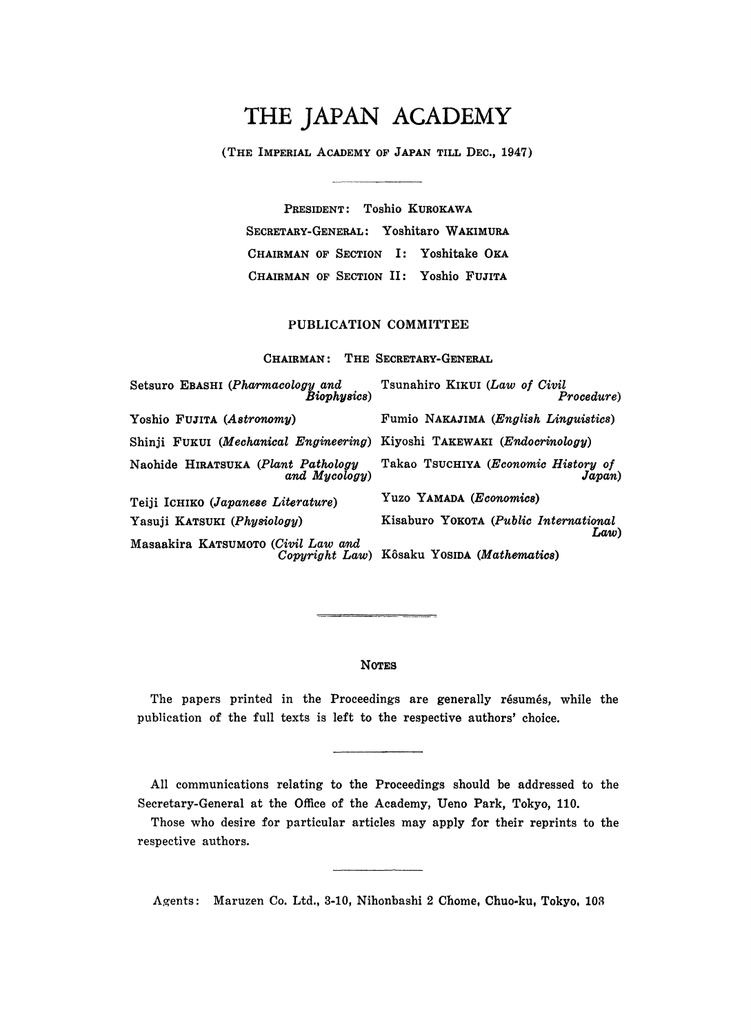# THE JAPAN ACADEMY

(THE IMPERIAL ACADEMY OF JAPAN TILL DEC., 1947)

PRESIDENT: Toshio KUROKAWA
SECRETARY-GENERAL: Yoshitaro WAKIMURA
CHAIRMAN OF SECTION I: Yoshitake OKA
CHAIRMAN OF SECTION II: Yoshio FUJITA

## PUBLICATION COMMITTEE

CHAIRMAN: THE SECRETARY-GENERAL

Setsuro EBASHI (*Pharmacology and Biophysics*)
Yoshio FUJITA (*Astronomy*)
Shinji FUKUI (*Mechanical Engineering*)
Naohide HIRATSUKA (*Plant Pathology and Mycology*)
Teiji ICHIKO (*Japanese Literature*)
Yasuji KATSUKI (*Physiology*)
Masaakira KATSUMOTO (*Civil Law and Copyright Law*)
Tsunahiro KIKUI (*Law of Civil Procedure*)
Fumio NAKAJIMA (*English Linguistics*)
Kiyoshi TAKEWAKI (*Endocrinology*)
Takao TSUCHIYA (*Economic History of Japan*)
Yuzo YAMADA (*Economics*)
Kisaburo YOKOTA (*Public International Law*)
Kôsaku YOSIDA (*Mathematics*)

## NOTES

The papers printed in the Proceedings are generally résumés, while the publication of the full texts is left to the respective authors' choice.

All communications relating to the Proceedings should be addressed to the Secretary-General at the Office of the Academy, Ueno Park, Tokyo, 110.

Those who desire for particular articles may apply for their reprints to the respective authors.

Agents: Maruzen Co. Ltd., 3-10, Nihonbashi 2 Chome, Chuo-ku, Tokyo, 103